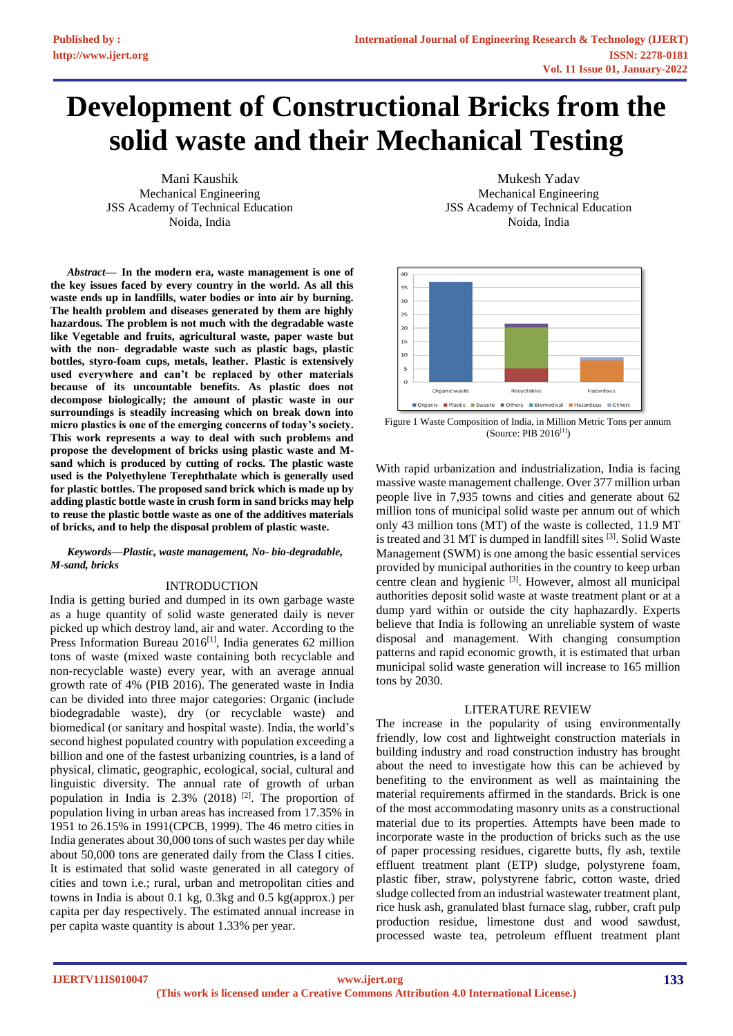# Development of Constructional Bricks from the solid waste and their Mechanical Testing

Mani Kaushik
Mechanical Engineering
JSS Academy of Technical Education
Noida, India

Mukesh Yadav
Mechanical Engineering
JSS Academy of Technical Education
Noida, India

***Abstract*— In the modern era, waste management is one of the key issues faced by every country in the world. As all this waste ends up in landfills, water bodies or into air by burning. The health problem and diseases generated by them are highly hazardous. The problem is not much with the degradable waste like Vegetable and fruits, agricultural waste, paper waste but with the non- degradable waste such as plastic bags, plastic bottles, styro-foam cups, metals, leather. Plastic is extensively used everywhere and can't be replaced by other materials because of its uncountable benefits. As plastic does not decompose biologically; the amount of plastic waste in our surroundings is steadily increasing which on break down into micro plastics is one of the emerging concerns of today's society. This work represents a way to deal with such problems and propose the development of bricks using plastic waste and M-sand which is produced by cutting of rocks. The plastic waste used is the Polyethylene Terephthalate which is generally used for plastic bottles. The proposed sand brick which is made up by adding plastic bottle waste in crush form in sand bricks may help to reuse the plastic bottle waste as one of the additives materials of bricks, and to help the disposal problem of plastic waste.**

***Keywords—Plastic, waste management, No- bio-degradable, M-sand, bricks***

## INTRODUCTION

India is getting buried and dumped in its own garbage waste as a huge quantity of solid waste generated daily is never picked up which destroy land, air and water. According to the Press Information Bureau 2016[1], India generates 62 million tons of waste (mixed waste containing both recyclable and non-recyclable waste) every year, with an average annual growth rate of 4% (PIB 2016). The generated waste in India can be divided into three major categories: Organic (include biodegradable waste), dry (or recyclable waste) and biomedical (or sanitary and hospital waste). India, the world's second highest populated country with population exceeding a billion and one of the fastest urbanizing countries, is a land of physical, climatic, geographic, ecological, social, cultural and linguistic diversity. The annual rate of growth of urban population in India is 2.3% (2018) [2]. The proportion of population living in urban areas has increased from 17.35% in 1951 to 26.15% in 1991(CPCB, 1999). The 46 metro cities in India generates about 30,000 tons of such wastes per day while about 50,000 tons are generated daily from the Class I cities. It is estimated that solid waste generated in all category of cities and town i.e.; rural, urban and metropolitan cities and towns in India is about 0.1 kg, 0.3kg and 0.5 kg(approx.) per capita per day respectively. The estimated annual increase in per capita waste quantity is about 1.33% per year.

Figure 1 Waste Composition of India, in Million Metric Tons per annum (Source: PIB 2016[1])

With rapid urbanization and industrialization, India is facing massive waste management challenge. Over 377 million urban people live in 7,935 towns and cities and generate about 62 million tons of municipal solid waste per annum out of which only 43 million tons (MT) of the waste is collected, 11.9 MT is treated and 31 MT is dumped in landfill sites [3]. Solid Waste Management (SWM) is one among the basic essential services provided by municipal authorities in the country to keep urban centre clean and hygienic [3]. However, almost all municipal authorities deposit solid waste at waste treatment plant or at a dump yard within or outside the city haphazardly. Experts believe that India is following an unreliable system of waste disposal and management. With changing consumption patterns and rapid economic growth, it is estimated that urban municipal solid waste generation will increase to 165 million tons by 2030.

## LITERATURE REVIEW

The increase in the popularity of using environmentally friendly, low cost and lightweight construction materials in building industry and road construction industry has brought about the need to investigate how this can be achieved by benefiting to the environment as well as maintaining the material requirements affirmed in the standards. Brick is one of the most accommodating masonry units as a constructional material due to its properties. Attempts have been made to incorporate waste in the production of bricks such as the use of paper processing residues, cigarette butts, fly ash, textile effluent treatment plant (ETP) sludge, polystyrene foam, plastic fiber, straw, polystyrene fabric, cotton waste, dried sludge collected from an industrial wastewater treatment plant, rice husk ash, granulated blast furnace slag, rubber, craft pulp production residue, limestone dust and wood sawdust, processed waste tea, petroleum effluent treatment plant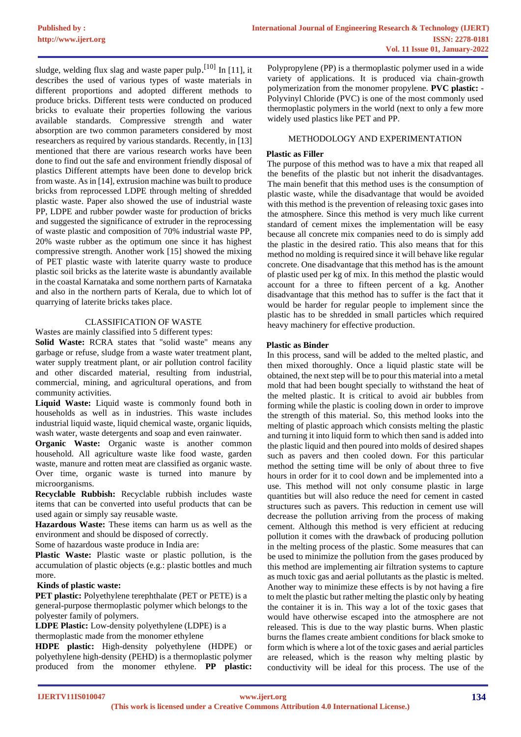sludge, welding flux slag and waste paper pulp.[10] In [11], it describes the used of various types of waste materials in different proportions and adopted different methods to produce bricks. Different tests were conducted on produced bricks to evaluate their properties following the various available standards. Compressive strength and water absorption are two common parameters considered by most researchers as required by various standards. Recently, in [13] mentioned that there are various research works have been done to find out the safe and environment friendly disposal of plastics Different attempts have been done to develop brick from waste. As in [14], extrusion machine was built to produce bricks from reprocessed LDPE through melting of shredded plastic waste. Paper also showed the use of industrial waste PP, LDPE and rubber powder waste for production of bricks and suggested the significance of extruder in the reprocessing of waste plastic and composition of 70% industrial waste PP, 20% waste rubber as the optimum one since it has highest compressive strength. Another work [15] showed the mixing of PET plastic waste with laterite quarry waste to produce plastic soil bricks as the laterite waste is abundantly available in the coastal Karnataka and some northern parts of Karnataka and also in the northern parts of Kerala, due to which lot of quarrying of laterite bricks takes place.

## CLASSIFICATION OF WASTE

Wastes are mainly classified into 5 different types:

**Solid Waste:** RCRA states that "solid waste" means any garbage or refuse, sludge from a waste water treatment plant, water supply treatment plant, or air pollution control facility and other discarded material, resulting from industrial, commercial, mining, and agricultural operations, and from community activities.

**Liquid Waste:** Liquid waste is commonly found both in households as well as in industries. This waste includes industrial liquid waste, liquid chemical waste, organic liquids, wash water, waste detergents and soap and even rainwater.

**Organic Waste:** Organic waste is another common household. All agriculture waste like food waste, garden waste, manure and rotten meat are classified as organic waste. Over time, organic waste is turned into manure by microorganisms.

**Recyclable Rubbish:** Recyclable rubbish includes waste items that can be converted into useful products that can be used again or simply say reusable waste.

**Hazardous Waste:** These items can harm us as well as the environment and should be disposed of correctly.

Some of hazardous waste produce in India are:

**Plastic Waste:** Plastic waste or plastic pollution, is the accumulation of plastic objects (e.g.: plastic bottles and much more.

**Kinds of plastic waste:**

**PET plastic:** Polyethylene terephthalate (PET or PETE) is a general-purpose thermoplastic polymer which belongs to the polyester family of polymers.

**LDPE Plastic:** Low-density polyethylene (LDPE) is a thermoplastic made from the monomer ethylene

**HDPE plastic:** High-density polyethylene (HDPE) or polyethylene high-density (PEHD) is a thermoplastic polymer produced from the monomer ethylene. **PP plastic:** Polypropylene (PP) is a thermoplastic polymer used in a wide variety of applications. It is produced via chain-growth polymerization from the monomer propylene. **PVC plastic:** - Polyvinyl Chloride (PVC) is one of the most commonly used thermoplastic polymers in the world (next to only a few more widely used plastics like PET and PP.

## METHODOLOGY AND EXPERIMENTATION

### Plastic as Filler

The purpose of this method was to have a mix that reaped all the benefits of the plastic but not inherit the disadvantages. The main benefit that this method uses is the consumption of plastic waste, while the disadvantage that would be avoided with this method is the prevention of releasing toxic gases into the atmosphere. Since this method is very much like current standard of cement mixes the implementation will be easy because all concrete mix companies need to do is simply add the plastic in the desired ratio. This also means that for this method no molding is required since it will behave like regular concrete. One disadvantage that this method has is the amount of plastic used per kg of mix. In this method the plastic would account for a three to fifteen percent of a kg. Another disadvantage that this method has to suffer is the fact that it would be harder for regular people to implement since the plastic has to be shredded in small particles which required heavy machinery for effective production.

### Plastic as Binder

In this process, sand will be added to the melted plastic, and then mixed thoroughly. Once a liquid plastic state will be obtained, the next step will be to pour this material into a metal mold that had been bought specially to withstand the heat of the melted plastic. It is critical to avoid air bubbles from forming while the plastic is cooling down in order to improve the strength of this material. So, this method looks into the melting of plastic approach which consists melting the plastic and turning it into liquid form to which then sand is added into the plastic liquid and then poured into molds of desired shapes such as pavers and then cooled down. For this particular method the setting time will be only of about three to five hours in order for it to cool down and be implemented into a use. This method will not only consume plastic in large quantities but will also reduce the need for cement in casted structures such as pavers. This reduction in cement use will decrease the pollution arriving from the process of making cement. Although this method is very efficient at reducing pollution it comes with the drawback of producing pollution in the melting process of the plastic. Some measures that can be used to minimize the pollution from the gases produced by this method are implementing air filtration systems to capture as much toxic gas and aerial pollutants as the plastic is melted. Another way to minimize these effects is by not having a fire to melt the plastic but rather melting the plastic only by heating the container it is in. This way a lot of the toxic gases that would have otherwise escaped into the atmosphere are not released. This is due to the way plastic burns. When plastic burns the flames create ambient conditions for black smoke to form which is where a lot of the toxic gases and aerial particles are released, which is the reason why melting plastic by conductivity will be ideal for this process. The use of the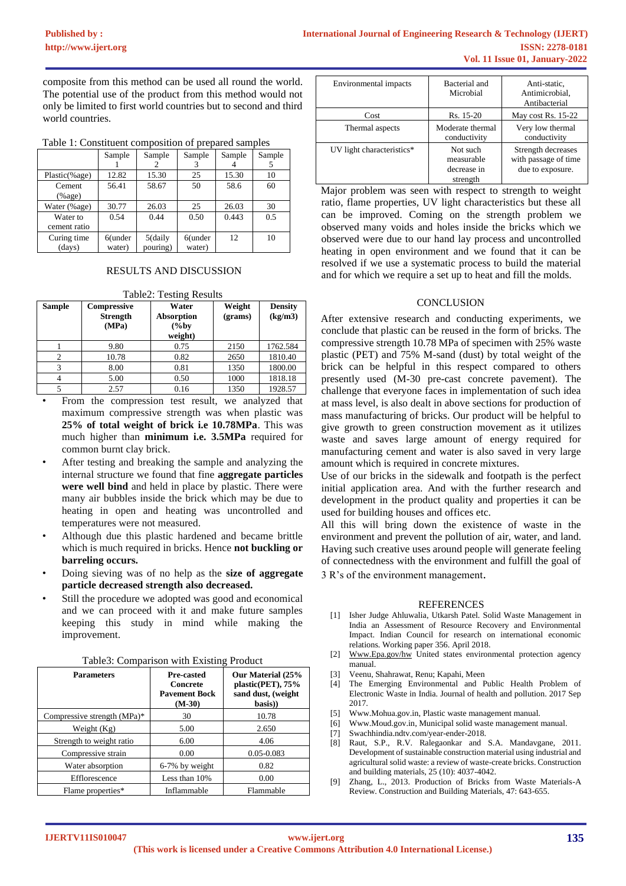composite from this method can be used all round the world. The potential use of the product from this method would not only be limited to first world countries but to second and third world countries.

Table 1: Constituent composition of prepared samples

| | Sample 1 | Sample 2 | Sample 3 | Sample 4 | Sample 5 |
|---|---|---|---|---|---|
| Plastic(%age) | 12.82 | 15.30 | 25 | 15.30 | 10 |
| Cement (%age) | 56.41 | 58.67 | 50 | 58.6 | 60 |
| Water (%age) | 30.77 | 26.03 | 25 | 26.03 | 30 |
| Water to cement ratio | 0.54 | 0.44 | 0.50 | 0.443 | 0.5 |
| Curing time (days) | 6(under water) | 5(daily pouring) | 6(under water) | 12 | 10 |

## RESULTS AND DISCUSSION

Table2: Testing Results

| Sample | Compressive Strength (MPa) | Water Absorption (%by weight) | Weight (grams) | Density (kg/m3) |
|---|---|---|---|---|
| 1 | 9.80 | 0.75 | 2150 | 1762.584 |
| 2 | 10.78 | 0.82 | 2650 | 1810.40 |
| 3 | 8.00 | 0.81 | 1350 | 1800.00 |
| 4 | 5.00 | 0.50 | 1000 | 1818.18 |
| 5 | 2.57 | 0.16 | 1350 | 1928.57 |

- From the compression test result, we analyzed that maximum compressive strength was when plastic was **25% of total weight of brick i.e 10.78MPa**. This was much higher than **minimum i.e. 3.5MPa** required for common burnt clay brick.
- After testing and breaking the sample and analyzing the internal structure we found that fine **aggregate particles were well bind** and held in place by plastic. There were many air bubbles inside the brick which may be due to heating in open and heating was uncontrolled and temperatures were not measured.
- Although due this plastic hardened and became brittle which is much required in bricks. Hence **not buckling or barreling occurs.**
- Doing sieving was of no help as the **size of aggregate particle decreased strength also decreased.**
- Still the procedure we adopted was good and economical and we can proceed with it and make future samples keeping this study in mind while making the improvement.

Table3: Comparison with Existing Product

| Parameters | Pre-casted Concrete Pavement Bock (M-30) | Our Material (25% plastic(PET), 75% sand dust, (weight basis)) |
|---|---|---|
| Compressive strength (MPa)* | 30 | 10.78 |
| Weight (Kg) | 5.00 | 2.650 |
| Strength to weight ratio | 6.00 | 4.06 |
| Compressive strain | 0.00 | 0.05-0.083 |
| Water absorption | 6-7% by weight | 0.82 |
| Efflorescence | Less than 10% | 0.00 |
| Flame properties* | Inflammable | Flammable |
| Environmental impacts | Bacterial and Microbial | Anti-static, Antimicrobial, Antibacterial |
| Cost | Rs. 15-20 | May cost Rs. 15-22 |
| Thermal aspects | Moderate thermal conductivity | Very low thermal conductivity |
| UV light characteristics* | Not such measurable decrease in strength | Strength decreases with passage of time due to exposure. |

Major problem was seen with respect to strength to weight ratio, flame properties, UV light characteristics but these all can be improved. Coming on the strength problem we observed many voids and holes inside the bricks which we observed were due to our hand lay process and uncontrolled heating in open environment and we found that it can be resolved if we use a systematic process to build the material and for which we require a set up to heat and fill the molds.

## CONCLUSION

After extensive research and conducting experiments, we conclude that plastic can be reused in the form of bricks. The compressive strength 10.78 MPa of specimen with 25% waste plastic (PET) and 75% M-sand (dust) by total weight of the brick can be helpful in this respect compared to others presently used (M-30 pre-cast concrete pavement). The challenge that everyone faces in implementation of such idea at mass level, is also dealt in above sections for production of mass manufacturing of bricks. Our product will be helpful to give growth to green construction movement as it utilizes waste and saves large amount of energy required for manufacturing cement and water is also saved in very large amount which is required in concrete mixtures.

Use of our bricks in the sidewalk and footpath is the perfect initial application area. And with the further research and development in the product quality and properties it can be used for building houses and offices etc.

All this will bring down the existence of waste in the environment and prevent the pollution of air, water, and land. Having such creative uses around people will generate feeling of connectedness with the environment and fulfill the goal of 3 R's of the environment management.

## REFERENCES

[1] Isher Judge Ahluwalia, Utkarsh Patel. Solid Waste Management in India an Assessment of Resource Recovery and Environmental Impact. Indian Council for research on international economic relations. Working paper 356. April 2018.

[2] Www.Epa.gov/hw United states environmental protection agency manual.

[3] Veenu, Shahrawat, Renu; Kapahi, Meen

[4] The Emerging Environmental and Public Health Problem of Electronic Waste in India. Journal of health and pollution. 2017 Sep 2017.

[5] Www.Mohua.gov.in, Plastic waste management manual.

[6] Www.Moud.gov.in, Municipal solid waste management manual.

[7] Swachhindia.ndtv.com/year-ender-2018.

[8] Raut, S.P., R.V. Ralegaonkar and S.A. Mandavgane, 2011. Development of sustainable construction material using industrial and agricultural solid waste: a review of waste-create bricks. Construction and building materials, 25 (10): 4037-4042.

[9] Zhang, L., 2013. Production of Bricks from Waste Materials-A Review. Construction and Building Materials, 47: 643-655.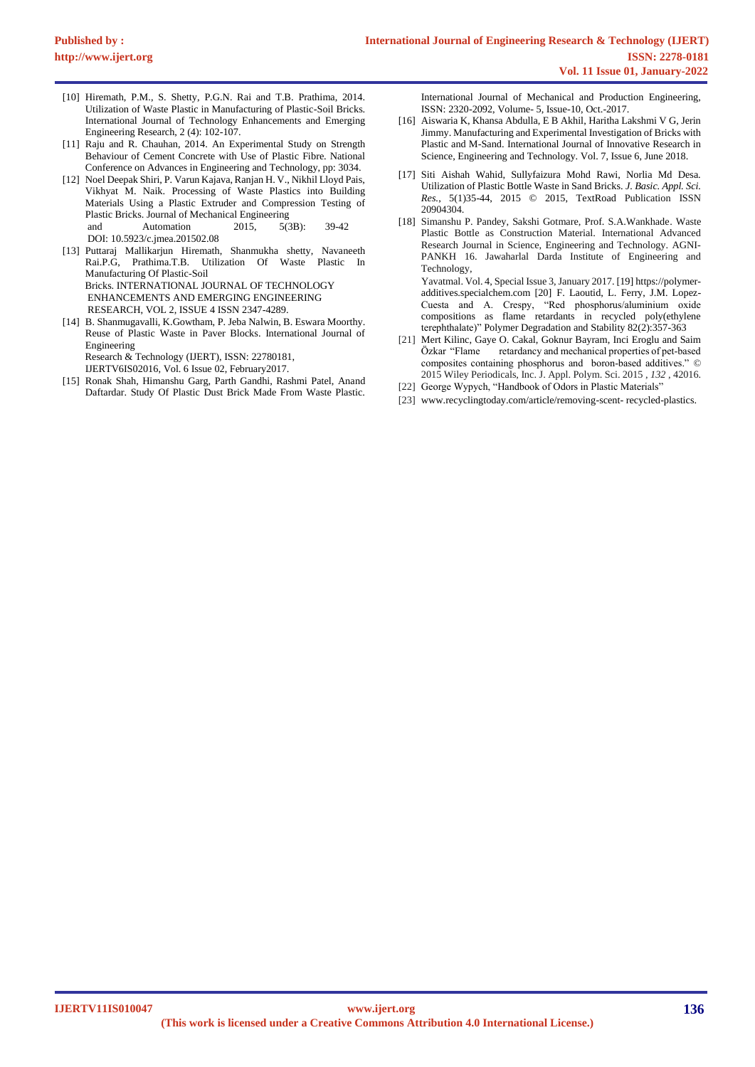[10] Hiremath, P.M., S. Shetty, P.G.N. Rai and T.B. Prathima, 2014. Utilization of Waste Plastic in Manufacturing of Plastic-Soil Bricks. International Journal of Technology Enhancements and Emerging Engineering Research, 2 (4): 102-107.

[11] Raju and R. Chauhan, 2014. An Experimental Study on Strength Behaviour of Cement Concrete with Use of Plastic Fibre. National Conference on Advances in Engineering and Technology, pp: 3034.

[12] Noel Deepak Shiri, P. Varun Kajava, Ranjan H. V., Nikhil Lloyd Pais, Vikhyat M. Naik. Processing of Waste Plastics into Building Materials Using a Plastic Extruder and Compression Testing of Plastic Bricks. Journal of Mechanical Engineering and Automation 2015, 5(3B): 39-42 DOI: 10.5923/c.jmea.201502.08

[13] Puttaraj Mallikarjun Hiremath, Shanmukha shetty, Navaneeth Rai.P.G, Prathima.T.B. Utilization Of Waste Plastic In Manufacturing Of Plastic-Soil Bricks. INTERNATIONAL JOURNAL OF TECHNOLOGY ENHANCEMENTS AND EMERGING ENGINEERING RESEARCH, VOL 2, ISSUE 4 ISSN 2347-4289.

[14] B. Shanmugavalli, K.Gowtham, P. Jeba Nalwin, B. Eswara Moorthy. Reuse of Plastic Waste in Paver Blocks. International Journal of Engineering Research & Technology (IJERT), ISSN: 22780181, IJERTV6IS02016, Vol. 6 Issue 02, February2017.

[15] Ronak Shah, Himanshu Garg, Parth Gandhi, Rashmi Patel, Anand Daftardar. Study Of Plastic Dust Brick Made From Waste Plastic. International Journal of Mechanical and Production Engineering, ISSN: 2320-2092, Volume- 5, Issue-10, Oct.-2017.

[16] Aiswaria K, Khansa Abdulla, E B Akhil, Haritha Lakshmi V G, Jerin Jimmy. Manufacturing and Experimental Investigation of Bricks with Plastic and M-Sand. International Journal of Innovative Research in Science, Engineering and Technology. Vol. 7, Issue 6, June 2018.

[17] Siti Aishah Wahid, Sullyfaizura Mohd Rawi, Norlia Md Desa. Utilization of Plastic Bottle Waste in Sand Bricks. *J. Basic. Appl. Sci. Res.*, 5(1)35-44, 2015 © 2015, TextRoad Publication ISSN 20904304.

[18] Simanshu P. Pandey, Sakshi Gotmare, Prof. S.A.Wankhade. Waste Plastic Bottle as Construction Material. International Advanced Research Journal in Science, Engineering and Technology. AGNI-PANKH 16. Jawaharlal Darda Institute of Engineering and Technology, Yavatmal. Vol. 4, Special Issue 3, January 2017. [19] https://polymer-additives.specialchem.com [20] F. Laoutid, L. Ferry, J.M. Lopez-Cuesta and A. Crespy, "Red phosphorus/aluminium oxide compositions as flame retardants in recycled poly(ethylene terephthalate)" Polymer Degradation and Stability 82(2):357-363

[21] Mert Kilinc, Gaye O. Cakal, Goknur Bayram, Inci Eroglu and Saim Özkar "Flame retardancy and mechanical properties of pet-based composites containing phosphorus and boron-based additives." © 2015 Wiley Periodicals, Inc. J. Appl. Polym. Sci. 2015 , *132* , 42016.

[22] George Wypych, "Handbook of Odors in Plastic Materials"

[23] www.recyclingtoday.com/article/removing-scent- recycled-plastics.